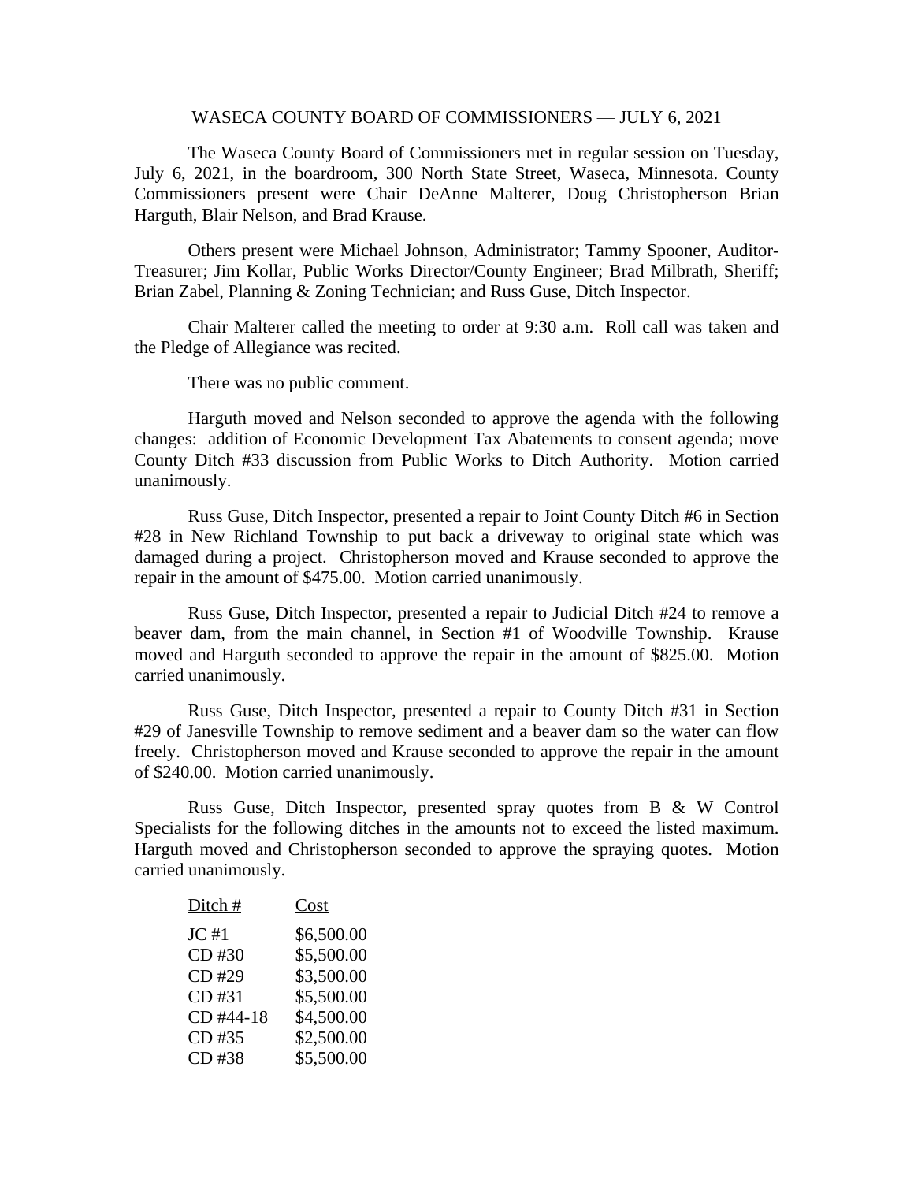WASECA COUNTY BOARD OF COMMISSIONERS — JULY 6, 2021

The Waseca County Board of Commissioners met in regular session on Tuesday, July 6, 2021, in the boardroom, 300 North State Street, Waseca, Minnesota. County Commissioners present were Chair DeAnne Malterer, Doug Christopherson Brian Harguth, Blair Nelson, and Brad Krause.

Others present were Michael Johnson, Administrator; Tammy Spooner, Auditor-Treasurer; Jim Kollar, Public Works Director/County Engineer; Brad Milbrath, Sheriff; Brian Zabel, Planning & Zoning Technician; and Russ Guse, Ditch Inspector.

Chair Malterer called the meeting to order at 9:30 a.m. Roll call was taken and the Pledge of Allegiance was recited.

There was no public comment.

Harguth moved and Nelson seconded to approve the agenda with the following changes: addition of Economic Development Tax Abatements to consent agenda; move County Ditch #33 discussion from Public Works to Ditch Authority. Motion carried unanimously.

Russ Guse, Ditch Inspector, presented a repair to Joint County Ditch #6 in Section #28 in New Richland Township to put back a driveway to original state which was damaged during a project. Christopherson moved and Krause seconded to approve the repair in the amount of $475.00. Motion carried unanimously.

Russ Guse, Ditch Inspector, presented a repair to Judicial Ditch #24 to remove a beaver dam, from the main channel, in Section #1 of Woodville Township. Krause moved and Harguth seconded to approve the repair in the amount of $825.00. Motion carried unanimously.

Russ Guse, Ditch Inspector, presented a repair to County Ditch #31 in Section #29 of Janesville Township to remove sediment and a beaver dam so the water can flow freely. Christopherson moved and Krause seconded to approve the repair in the amount of $240.00. Motion carried unanimously.

Russ Guse, Ditch Inspector, presented spray quotes from B & W Control Specialists for the following ditches in the amounts not to exceed the listed maximum. Harguth moved and Christopherson seconded to approve the spraying quotes. Motion carried unanimously.

| Ditch # | Cost |
|---|---|
| JC #1 | $6,500.00 |
| CD #30 | $5,500.00 |
| CD #29 | $3,500.00 |
| CD #31 | $5,500.00 |
| CD #44-18 | $4,500.00 |
| CD #35 | $2,500.00 |
| CD #38 | $5,500.00 |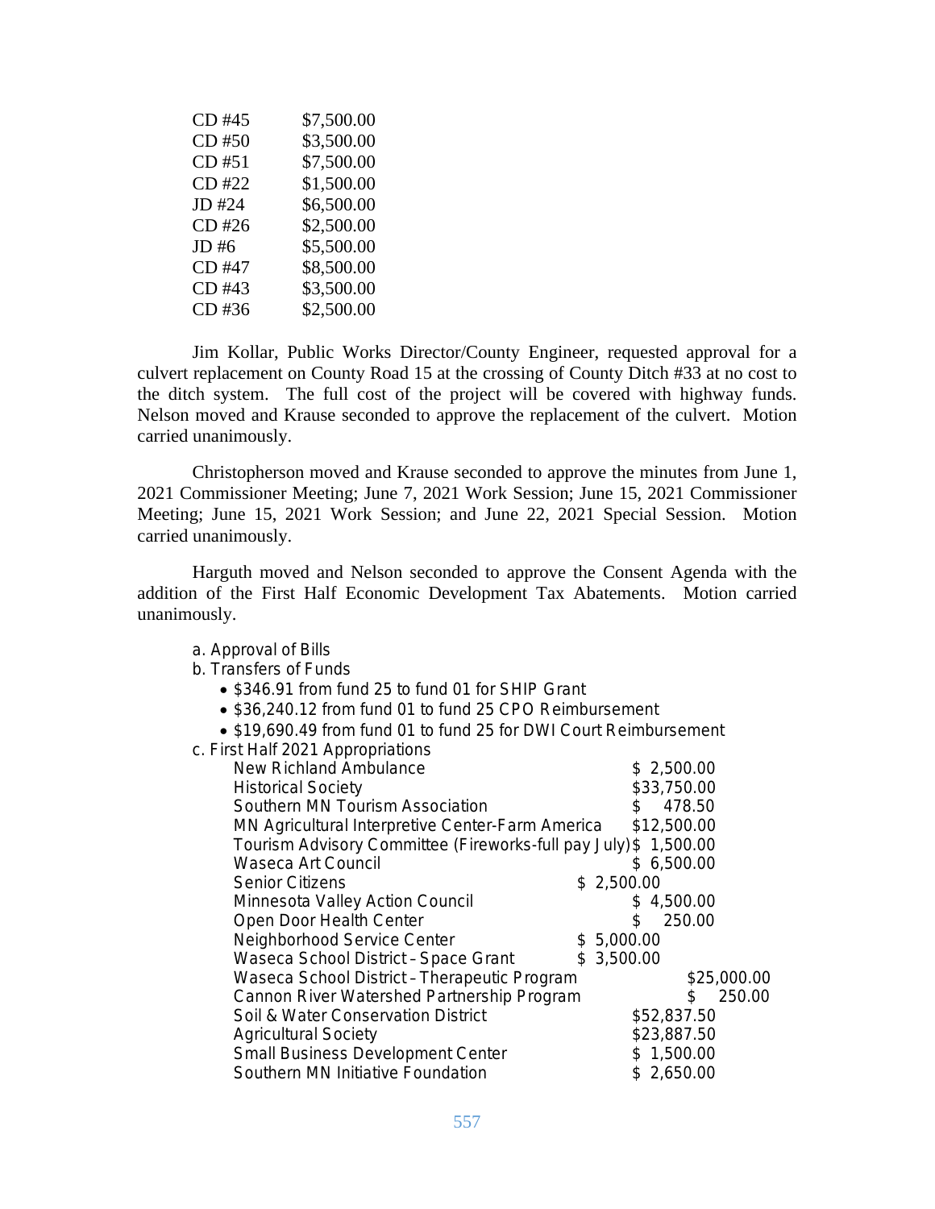| | |
|---|---|
| CD #45 | $7,500.00 |
| CD #50 | $3,500.00 |
| CD #51 | $7,500.00 |
| CD #22 | $1,500.00 |
| JD #24 | $6,500.00 |
| CD #26 | $2,500.00 |
| JD #6 | $5,500.00 |
| CD #47 | $8,500.00 |
| CD #43 | $3,500.00 |
| CD #36 | $2,500.00 |

Jim Kollar, Public Works Director/County Engineer, requested approval for a culvert replacement on County Road 15 at the crossing of County Ditch #33 at no cost to the ditch system. The full cost of the project will be covered with highway funds. Nelson moved and Krause seconded to approve the replacement of the culvert. Motion carried unanimously.

Christopherson moved and Krause seconded to approve the minutes from June 1, 2021 Commissioner Meeting; June 7, 2021 Work Session; June 15, 2021 Commissioner Meeting; June 15, 2021 Work Session; and June 22, 2021 Special Session. Motion carried unanimously.

Harguth moved and Nelson seconded to approve the Consent Agenda with the addition of the First Half Economic Development Tax Abatements. Motion carried unanimously.

a. Approval of Bills

b. Transfers of Funds
- $346.91 from fund 25 to fund 01 for SHIP Grant
- $36,240.12 from fund 01 to fund 25 CPO Reimbursement
- $19,690.49 from fund 01 to fund 25 for DWI Court Reimbursement

c. First Half 2021 Appropriations

| | |
|---|---|
| New Richland Ambulance | $ 2,500.00 |
| Historical Society | $33,750.00 |
| Southern MN Tourism Association | $ 478.50 |
| MN Agricultural Interpretive Center-Farm America | $12,500.00 |
| Tourism Advisory Committee (Fireworks-full pay July) | $ 1,500.00 |
| Waseca Art Council | $ 6,500.00 |
| Senior Citizens | $ 2,500.00 |
| Minnesota Valley Action Council | $ 4,500.00 |
| Open Door Health Center | $ 250.00 |
| Neighborhood Service Center | $ 5,000.00 |
| Waseca School District – Space Grant | $ 3,500.00 |
| Waseca School District – Therapeutic Program | $25,000.00 |
| Cannon River Watershed Partnership Program | $ 250.00 |
| Soil & Water Conservation District | $52,837.50 |
| Agricultural Society | $23,887.50 |
| Small Business Development Center | $ 1,500.00 |
| Southern MN Initiative Foundation | $ 2,650.00 |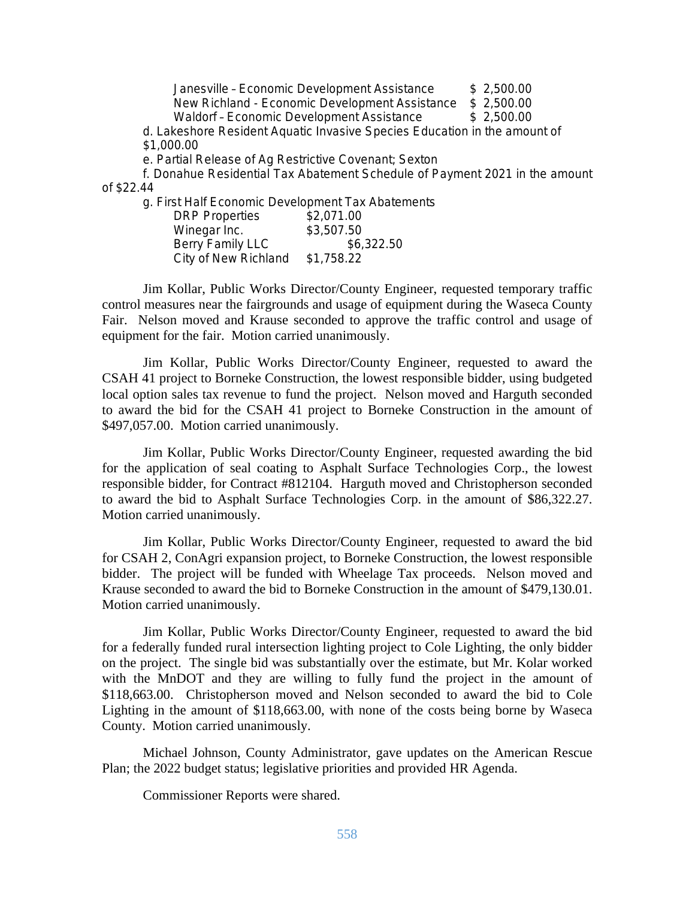Janesville – Economic Development Assistance $ 2,500.00
New Richland - Economic Development Assistance $ 2,500.00
Waldorf – Economic Development Assistance $ 2,500.00

d. Lakeshore Resident Aquatic Invasive Species Education in the amount of $1,000.00

e. Partial Release of Ag Restrictive Covenant; Sexton

f. Donahue Residential Tax Abatement Schedule of Payment 2021 in the amount of $22.44

g. First Half Economic Development Tax Abatements

| | |
|---|---|
| DRP Properties | $2,071.00 |
| Winegar Inc. | $3,507.50 |
| Berry Family LLC | $6,322.50 |
| City of New Richland | $1,758.22 |

Jim Kollar, Public Works Director/County Engineer, requested temporary traffic control measures near the fairgrounds and usage of equipment during the Waseca County Fair. Nelson moved and Krause seconded to approve the traffic control and usage of equipment for the fair. Motion carried unanimously.

Jim Kollar, Public Works Director/County Engineer, requested to award the CSAH 41 project to Borneke Construction, the lowest responsible bidder, using budgeted local option sales tax revenue to fund the project. Nelson moved and Harguth seconded to award the bid for the CSAH 41 project to Borneke Construction in the amount of $497,057.00. Motion carried unanimously.

Jim Kollar, Public Works Director/County Engineer, requested awarding the bid for the application of seal coating to Asphalt Surface Technologies Corp., the lowest responsible bidder, for Contract #812104. Harguth moved and Christopherson seconded to award the bid to Asphalt Surface Technologies Corp. in the amount of $86,322.27. Motion carried unanimously.

Jim Kollar, Public Works Director/County Engineer, requested to award the bid for CSAH 2, ConAgri expansion project, to Borneke Construction, the lowest responsible bidder. The project will be funded with Wheelage Tax proceeds. Nelson moved and Krause seconded to award the bid to Borneke Construction in the amount of $479,130.01. Motion carried unanimously.

Jim Kollar, Public Works Director/County Engineer, requested to award the bid for a federally funded rural intersection lighting project to Cole Lighting, the only bidder on the project. The single bid was substantially over the estimate, but Mr. Kolar worked with the MnDOT and they are willing to fully fund the project in the amount of $118,663.00. Christopherson moved and Nelson seconded to award the bid to Cole Lighting in the amount of $118,663.00, with none of the costs being borne by Waseca County. Motion carried unanimously.

Michael Johnson, County Administrator, gave updates on the American Rescue Plan; the 2022 budget status; legislative priorities and provided HR Agenda.

Commissioner Reports were shared.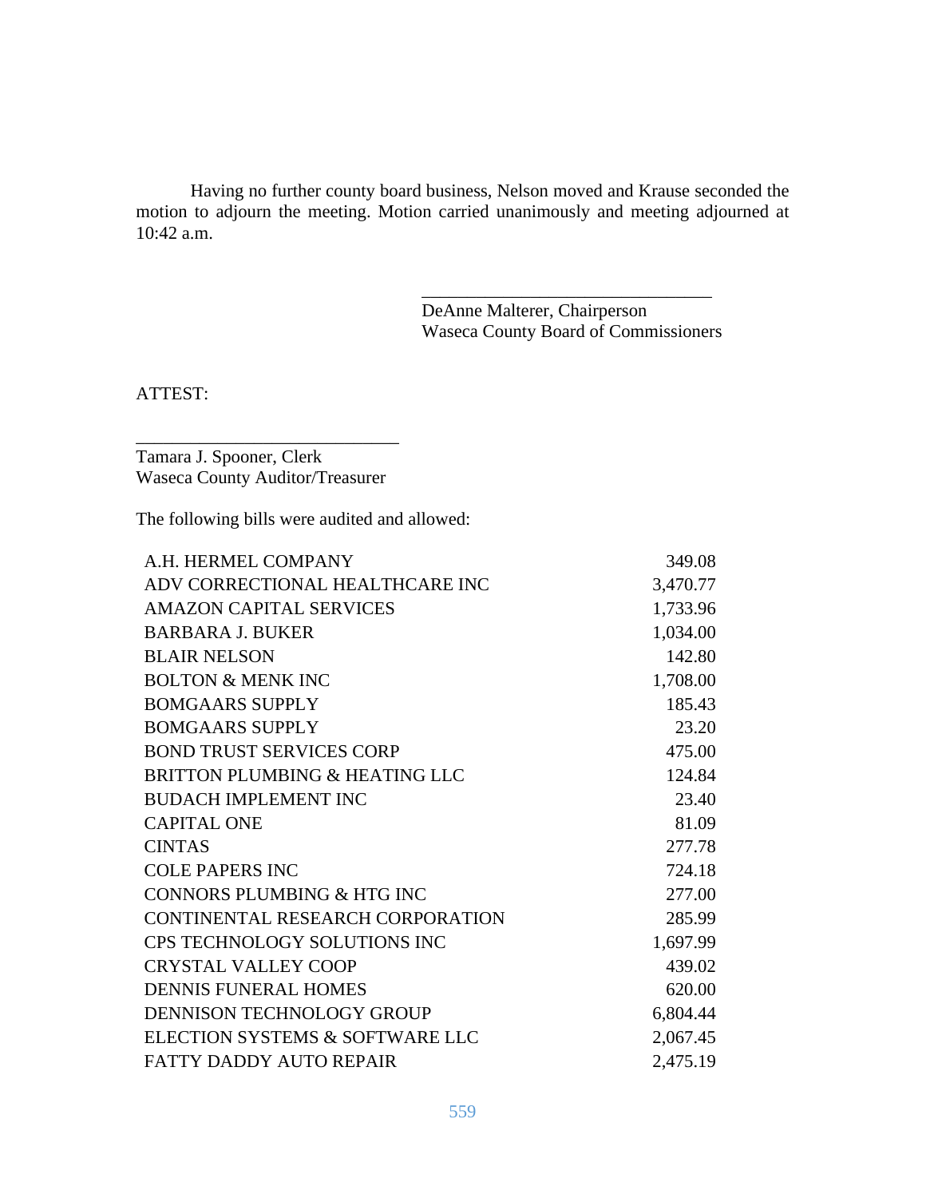Having no further county board business, Nelson moved and Krause seconded the motion to adjourn the meeting. Motion carried unanimously and meeting adjourned at 10:42 a.m.

\_\_\_\_\_\_\_\_\_\_\_\_\_\_\_\_\_\_\_\_\_\_\_\_\_\_\_\_\_\_\_\_
DeAnne Malterer, Chairperson
Waseca County Board of Commissioners

ATTEST:

\_\_\_\_\_\_\_\_\_\_\_\_\_\_\_\_\_\_\_\_\_\_\_\_\_\_\_\_\_\_
Tamara J. Spooner, Clerk
Waseca County Auditor/Treasurer

The following bills were audited and allowed:

| | |
|---|---:|
| A.H. HERMEL COMPANY | 349.08 |
| ADV CORRECTIONAL HEALTHCARE INC | 3,470.77 |
| AMAZON CAPITAL SERVICES | 1,733.96 |
| BARBARA J. BUKER | 1,034.00 |
| BLAIR NELSON | 142.80 |
| BOLTON & MENK INC | 1,708.00 |
| BOMGAARS SUPPLY | 185.43 |
| BOMGAARS SUPPLY | 23.20 |
| BOND TRUST SERVICES CORP | 475.00 |
| BRITTON PLUMBING & HEATING LLC | 124.84 |
| BUDACH IMPLEMENT INC | 23.40 |
| CAPITAL ONE | 81.09 |
| CINTAS | 277.78 |
| COLE PAPERS INC | 724.18 |
| CONNORS PLUMBING & HTG INC | 277.00 |
| CONTINENTAL RESEARCH CORPORATION | 285.99 |
| CPS TECHNOLOGY SOLUTIONS INC | 1,697.99 |
| CRYSTAL VALLEY COOP | 439.02 |
| DENNIS FUNERAL HOMES | 620.00 |
| DENNISON TECHNOLOGY GROUP | 6,804.44 |
| ELECTION SYSTEMS & SOFTWARE LLC | 2,067.45 |
| FATTY DADDY AUTO REPAIR | 2,475.19 |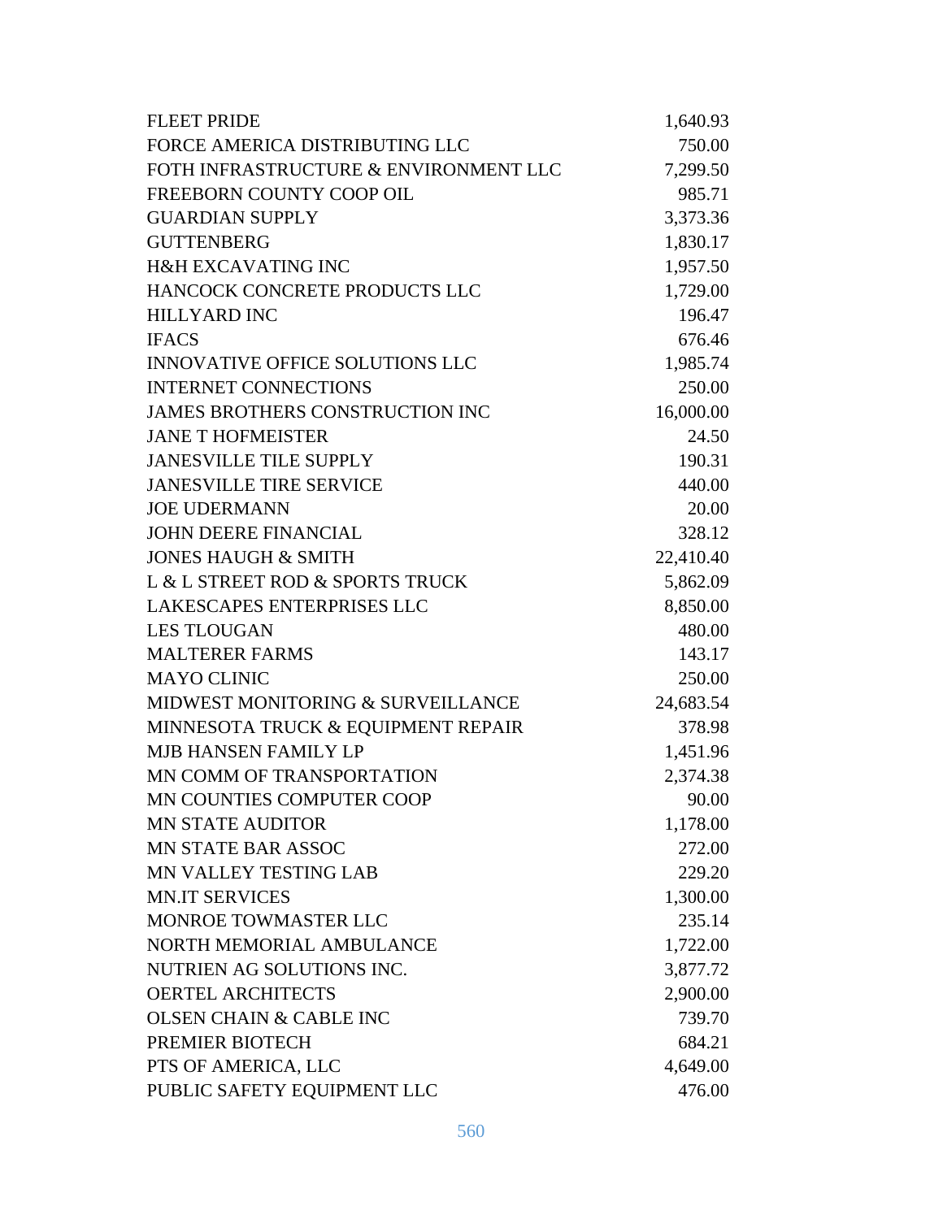| | |
|---|---|
| FLEET PRIDE | 1,640.93 |
| FORCE AMERICA DISTRIBUTING LLC | 750.00 |
| FOTH INFRASTRUCTURE & ENVIRONMENT LLC | 7,299.50 |
| FREEBORN COUNTY COOP OIL | 985.71 |
| GUARDIAN SUPPLY | 3,373.36 |
| GUTTENBERG | 1,830.17 |
| H&H EXCAVATING INC | 1,957.50 |
| HANCOCK CONCRETE PRODUCTS LLC | 1,729.00 |
| HILLYARD INC | 196.47 |
| IFACS | 676.46 |
| INNOVATIVE OFFICE SOLUTIONS LLC | 1,985.74 |
| INTERNET CONNECTIONS | 250.00 |
| JAMES BROTHERS CONSTRUCTION INC | 16,000.00 |
| JANE T HOFMEISTER | 24.50 |
| JANESVILLE TILE SUPPLY | 190.31 |
| JANESVILLE TIRE SERVICE | 440.00 |
| JOE UDERMANN | 20.00 |
| JOHN DEERE FINANCIAL | 328.12 |
| JONES HAUGH & SMITH | 22,410.40 |
| L & L STREET ROD & SPORTS TRUCK | 5,862.09 |
| LAKESCAPES ENTERPRISES LLC | 8,850.00 |
| LES TLOUGAN | 480.00 |
| MALTERER FARMS | 143.17 |
| MAYO CLINIC | 250.00 |
| MIDWEST MONITORING & SURVEILLANCE | 24,683.54 |
| MINNESOTA TRUCK & EQUIPMENT REPAIR | 378.98 |
| MJB HANSEN FAMILY LP | 1,451.96 |
| MN COMM OF TRANSPORTATION | 2,374.38 |
| MN COUNTIES COMPUTER COOP | 90.00 |
| MN STATE AUDITOR | 1,178.00 |
| MN STATE BAR ASSOC | 272.00 |
| MN VALLEY TESTING LAB | 229.20 |
| MN.IT SERVICES | 1,300.00 |
| MONROE TOWMASTER LLC | 235.14 |
| NORTH MEMORIAL AMBULANCE | 1,722.00 |
| NUTRIEN AG SOLUTIONS INC. | 3,877.72 |
| OERTEL ARCHITECTS | 2,900.00 |
| OLSEN CHAIN & CABLE INC | 739.70 |
| PREMIER BIOTECH | 684.21 |
| PTS OF AMERICA, LLC | 4,649.00 |
| PUBLIC SAFETY EQUIPMENT LLC | 476.00 |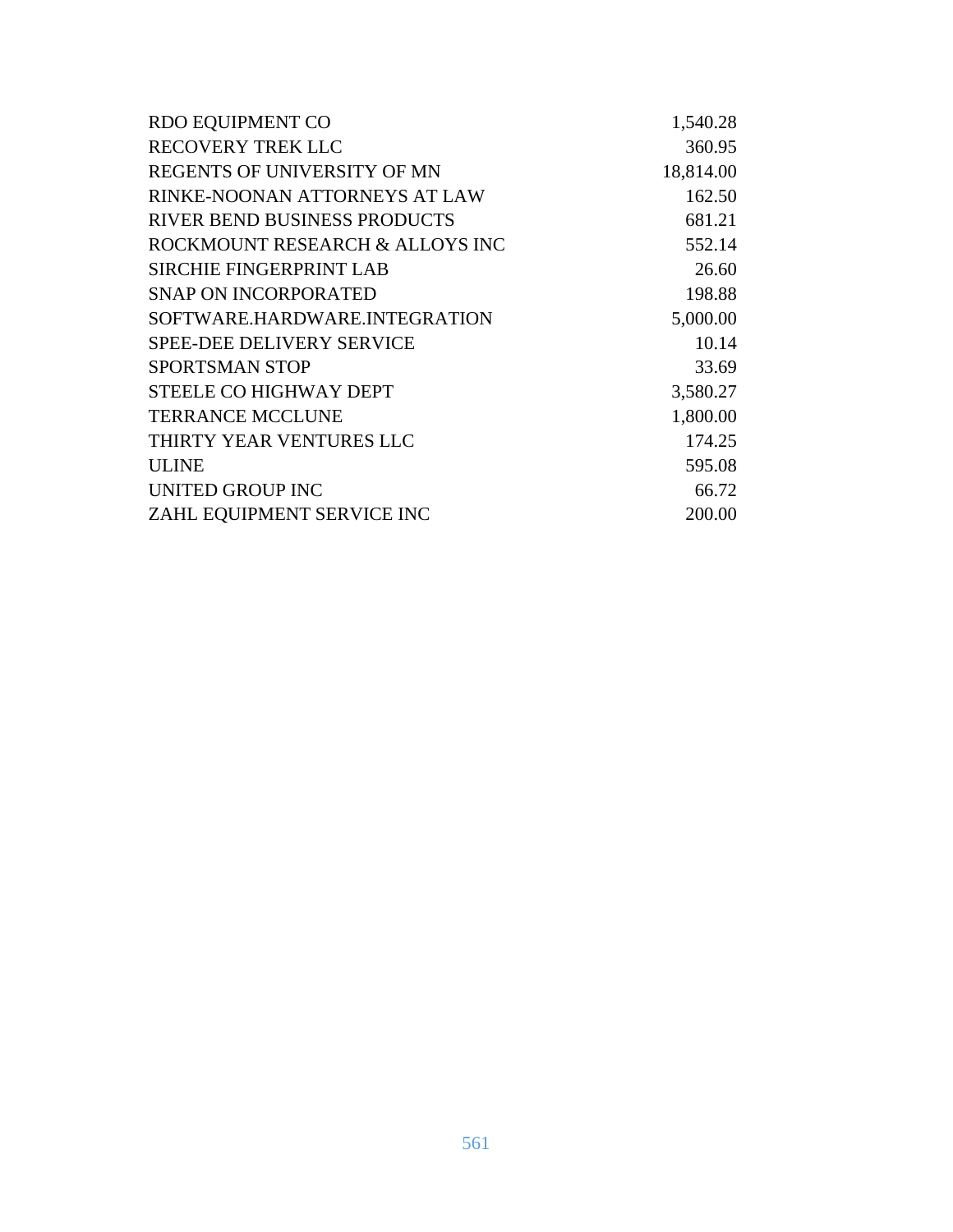| | |
|---|---|
| RDO EQUIPMENT CO | 1,540.28 |
| RECOVERY TREK LLC | 360.95 |
| REGENTS OF UNIVERSITY OF MN | 18,814.00 |
| RINKE-NOONAN ATTORNEYS AT LAW | 162.50 |
| RIVER BEND BUSINESS PRODUCTS | 681.21 |
| ROCKMOUNT RESEARCH & ALLOYS INC | 552.14 |
| SIRCHIE FINGERPRINT LAB | 26.60 |
| SNAP ON INCORPORATED | 198.88 |
| SOFTWARE.HARDWARE.INTEGRATION | 5,000.00 |
| SPEE-DEE DELIVERY SERVICE | 10.14 |
| SPORTSMAN STOP | 33.69 |
| STEELE CO HIGHWAY DEPT | 3,580.27 |
| TERRANCE MCCLUNE | 1,800.00 |
| THIRTY YEAR VENTURES LLC | 174.25 |
| ULINE | 595.08 |
| UNITED GROUP INC | 66.72 |
| ZAHL EQUIPMENT SERVICE INC | 200.00 |